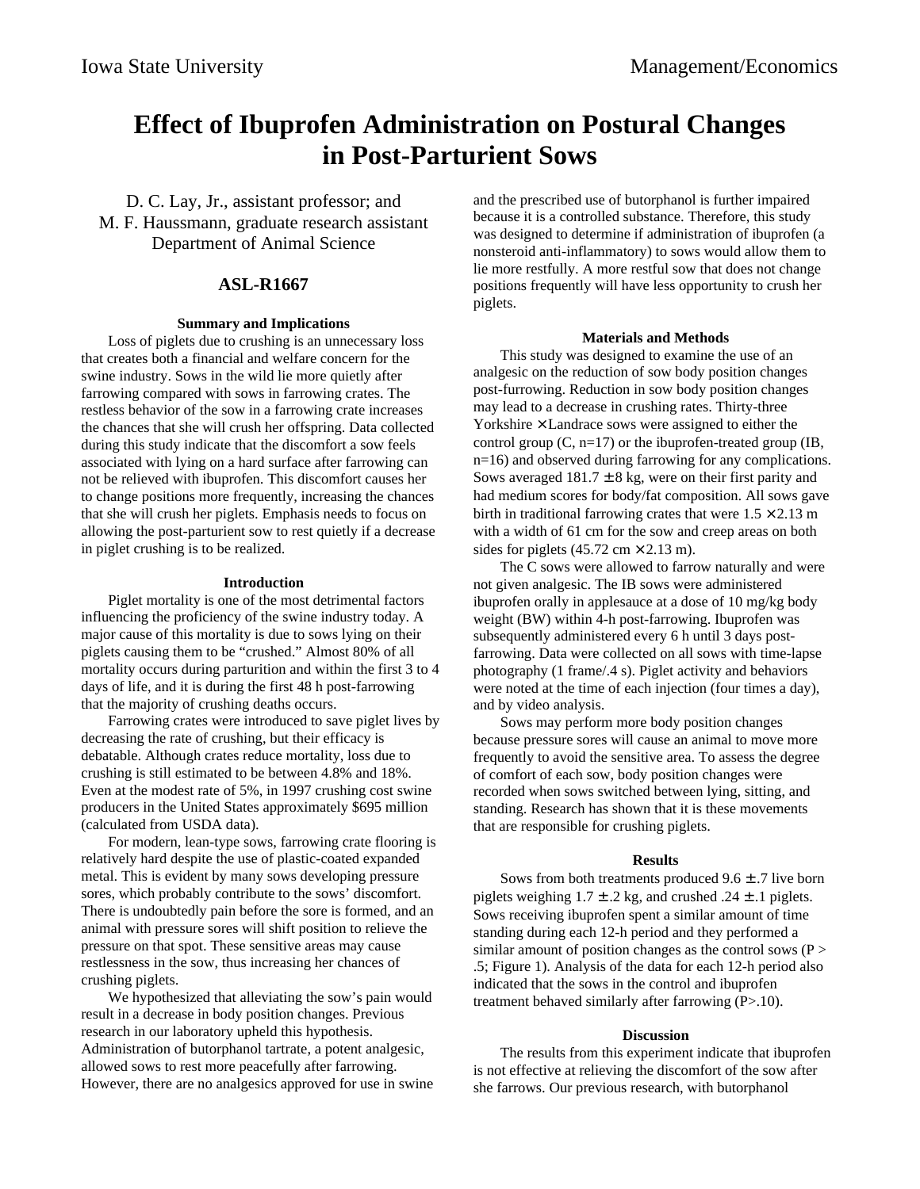# Effect of Ibuprofen Administration on Postural Changes in Post-Parturient Sows

D. C. Lay, Jr., assistant professor; and
M. F. Haussmann, graduate research assistant
Department of Animal Science

## ASL-R1667

### Summary and Implications

Loss of piglets due to crushing is an unnecessary loss that creates both a financial and welfare concern for the swine industry. Sows in the wild lie more quietly after farrowing compared with sows in farrowing crates. The restless behavior of the sow in a farrowing crate increases the chances that she will crush her offspring. Data collected during this study indicate that the discomfort a sow feels associated with lying on a hard surface after farrowing can not be relieved with ibuprofen. This discomfort causes her to change positions more frequently, increasing the chances that she will crush her piglets. Emphasis needs to focus on allowing the post-parturient sow to rest quietly if a decrease in piglet crushing is to be realized.

### Introduction

Piglet mortality is one of the most detrimental factors influencing the proficiency of the swine industry today. A major cause of this mortality is due to sows lying on their piglets causing them to be "crushed." Almost 80% of all mortality occurs during parturition and within the first 3 to 4 days of life, and it is during the first 48 h post-farrowing that the majority of crushing deaths occurs.

Farrowing crates were introduced to save piglet lives by decreasing the rate of crushing, but their efficacy is debatable. Although crates reduce mortality, loss due to crushing is still estimated to be between 4.8% and 18%. Even at the modest rate of 5%, in 1997 crushing cost swine producers in the United States approximately $695 million (calculated from USDA data).

For modern, lean-type sows, farrowing crate flooring is relatively hard despite the use of plastic-coated expanded metal. This is evident by many sows developing pressure sores, which probably contribute to the sows' discomfort. There is undoubtedly pain before the sore is formed, and an animal with pressure sores will shift position to relieve the pressure on that spot. These sensitive areas may cause restlessness in the sow, thus increasing her chances of crushing piglets.

We hypothesized that alleviating the sow's pain would result in a decrease in body position changes. Previous research in our laboratory upheld this hypothesis. Administration of butorphanol tartrate, a potent analgesic, allowed sows to rest more peacefully after farrowing. However, there are no analgesics approved for use in swine and the prescribed use of butorphanol is further impaired because it is a controlled substance. Therefore, this study was designed to determine if administration of ibuprofen (a nonsteroid anti-inflammatory) to sows would allow them to lie more restfully. A more restful sow that does not change positions frequently will have less opportunity to crush her piglets.

### Materials and Methods

This study was designed to examine the use of an analgesic on the reduction of sow body position changes post-furrowing. Reduction in sow body position changes may lead to a decrease in crushing rates. Thirty-three Yorkshire × Landrace sows were assigned to either the control group (C, n=17) or the ibuprofen-treated group (IB, n=16) and observed during farrowing for any complications. Sows averaged 181.7 ± 8 kg, were on their first parity and had medium scores for body/fat composition. All sows gave birth in traditional farrowing crates that were 1.5 × 2.13 m with a width of 61 cm for the sow and creep areas on both sides for piglets (45.72 cm × 2.13 m).

The C sows were allowed to farrow naturally and were not given analgesic. The IB sows were administered ibuprofen orally in applesauce at a dose of 10 mg/kg body weight (BW) within 4-h post-farrowing. Ibuprofen was subsequently administered every 6 h until 3 days post-farrowing. Data were collected on all sows with time-lapse photography (1 frame/.4 s). Piglet activity and behaviors were noted at the time of each injection (four times a day), and by video analysis.

Sows may perform more body position changes because pressure sores will cause an animal to move more frequently to avoid the sensitive area. To assess the degree of comfort of each sow, body position changes were recorded when sows switched between lying, sitting, and standing. Research has shown that it is these movements that are responsible for crushing piglets.

### Results

Sows from both treatments produced 9.6 ± .7 live born piglets weighing 1.7 ± .2 kg, and crushed .24 ± .1 piglets. Sows receiving ibuprofen spent a similar amount of time standing during each 12-h period and they performed a similar amount of position changes as the control sows ($P > .5$; Figure 1). Analysis of the data for each 12-h period also indicated that the sows in the control and ibuprofen treatment behaved similarly after farrowing ($P > .10$).

### Discussion

The results from this experiment indicate that ibuprofen is not effective at relieving the discomfort of the sow after she farrows. Our previous research, with butorphanol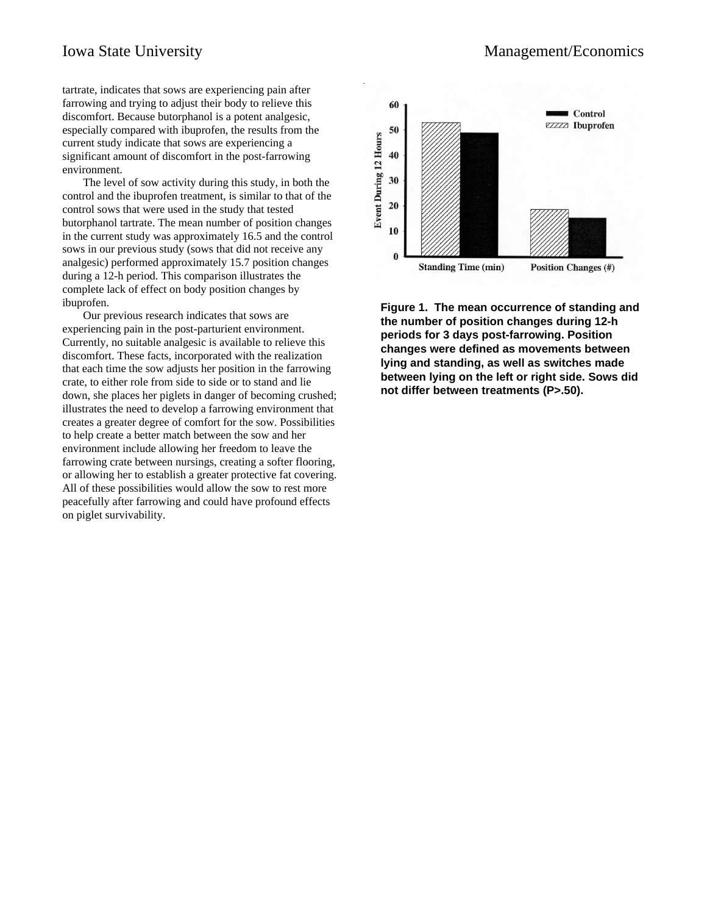tartrate, indicates that sows are experiencing pain after farrowing and trying to adjust their body to relieve this discomfort. Because butorphanol is a potent analgesic, especially compared with ibuprofen, the results from the current study indicate that sows are experiencing a significant amount of discomfort in the post-farrowing environment.

The level of sow activity during this study, in both the control and the ibuprofen treatment, is similar to that of the control sows that were used in the study that tested butorphanol tartrate. The mean number of position changes in the current study was approximately 16.5 and the control sows in our previous study (sows that did not receive any analgesic) performed approximately 15.7 position changes during a 12-h period. This comparison illustrates the complete lack of effect on body position changes by ibuprofen.

Our previous research indicates that sows are experiencing pain in the post-parturient environment. Currently, no suitable analgesic is available to relieve this discomfort. These facts, incorporated with the realization that each time the sow adjusts her position in the farrowing crate, to either role from side to side or to stand and lie down, she places her piglets in danger of becoming crushed; illustrates the need to develop a farrowing environment that creates a greater degree of comfort for the sow. Possibilities to help create a better match between the sow and her environment include allowing her freedom to leave the farrowing crate between nursings, creating a softer flooring, or allowing her to establish a greater protective fat covering. All of these possibilities would allow the sow to rest more peacefully after farrowing and could have profound effects on piglet survivability.

Event During 12 Hours
60
50
40
30
20
10
0
Control
Ibuprofen
Standing Time (min)
Position Changes (#)

**Figure 1. The mean occurrence of standing and the number of position changes during 12-h periods for 3 days post-farrowing. Position changes were defined as movements between lying and standing, as well as switches made between lying on the left or right side. Sows did not differ between treatments (P>.50).**